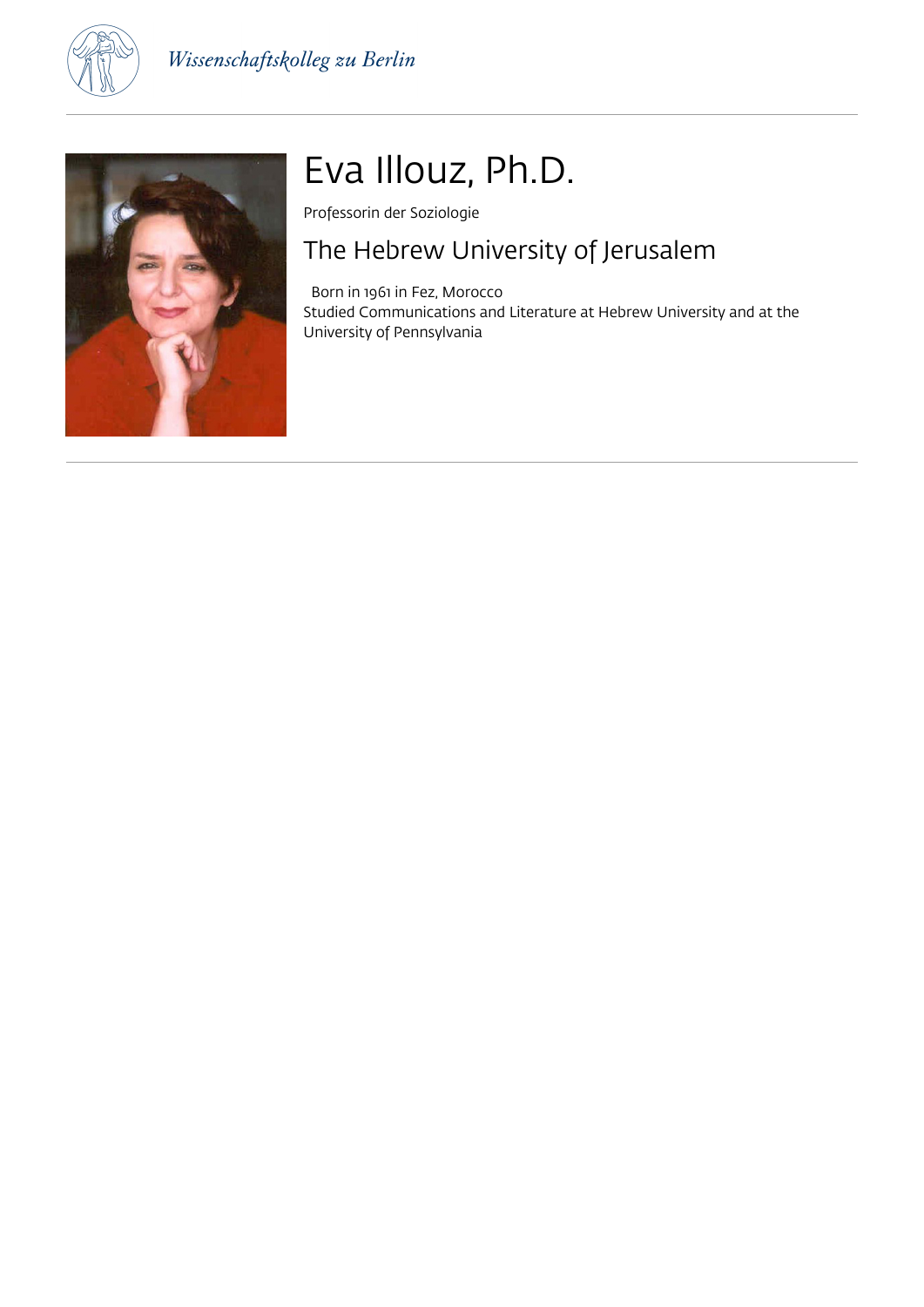# Eva Illouz, Ph.D.

Professorin der Soziologie

## The Hebrew University of Jerusalem

Born in 1961 in Fez, Morocco
Studied Communications and Literature at Hebrew University and at the University of Pennsylvania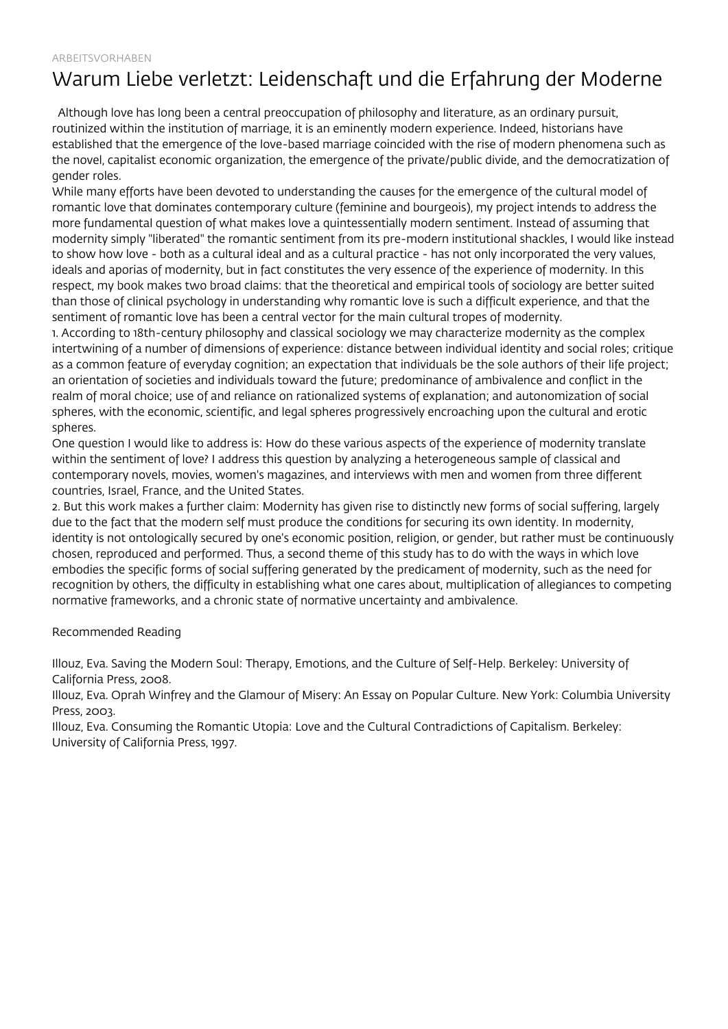ARBEITSVORHABEN

# Warum Liebe verletzt: Leidenschaft und die Erfahrung der Moderne

Although love has long been a central preoccupation of philosophy and literature, as an ordinary pursuit, routinized within the institution of marriage, it is an eminently modern experience. Indeed, historians have established that the emergence of the love-based marriage coincided with the rise of modern phenomena such as the novel, capitalist economic organization, the emergence of the private/public divide, and the democratization of gender roles.

While many efforts have been devoted to understanding the causes for the emergence of the cultural model of romantic love that dominates contemporary culture (feminine and bourgeois), my project intends to address the more fundamental question of what makes love a quintessentially modern sentiment. Instead of assuming that modernity simply "liberated" the romantic sentiment from its pre-modern institutional shackles, I would like instead to show how love - both as a cultural ideal and as a cultural practice - has not only incorporated the very values, ideals and aporias of modernity, but in fact constitutes the very essence of the experience of modernity. In this respect, my book makes two broad claims: that the theoretical and empirical tools of sociology are better suited than those of clinical psychology in understanding why romantic love is such a difficult experience, and that the sentiment of romantic love has been a central vector for the main cultural tropes of modernity.

1. According to 18th-century philosophy and classical sociology we may characterize modernity as the complex intertwining of a number of dimensions of experience: distance between individual identity and social roles; critique as a common feature of everyday cognition; an expectation that individuals be the sole authors of their life project; an orientation of societies and individuals toward the future; predominance of ambivalence and conflict in the realm of moral choice; use of and reliance on rationalized systems of explanation; and autonomization of social spheres, with the economic, scientific, and legal spheres progressively encroaching upon the cultural and erotic spheres.

One question I would like to address is: How do these various aspects of the experience of modernity translate within the sentiment of love? I address this question by analyzing a heterogeneous sample of classical and contemporary novels, movies, women's magazines, and interviews with men and women from three different countries, Israel, France, and the United States.

2. But this work makes a further claim: Modernity has given rise to distinctly new forms of social suffering, largely due to the fact that the modern self must produce the conditions for securing its own identity. In modernity, identity is not ontologically secured by one's economic position, religion, or gender, but rather must be continuously chosen, reproduced and performed. Thus, a second theme of this study has to do with the ways in which love embodies the specific forms of social suffering generated by the predicament of modernity, such as the need for recognition by others, the difficulty in establishing what one cares about, multiplication of allegiances to competing normative frameworks, and a chronic state of normative uncertainty and ambivalence.

Recommended Reading

Illouz, Eva. Saving the Modern Soul: Therapy, Emotions, and the Culture of Self-Help. Berkeley: University of California Press, 2008.

Illouz, Eva. Oprah Winfrey and the Glamour of Misery: An Essay on Popular Culture. New York: Columbia University Press, 2003.

Illouz, Eva. Consuming the Romantic Utopia: Love and the Cultural Contradictions of Capitalism. Berkeley: University of California Press, 1997.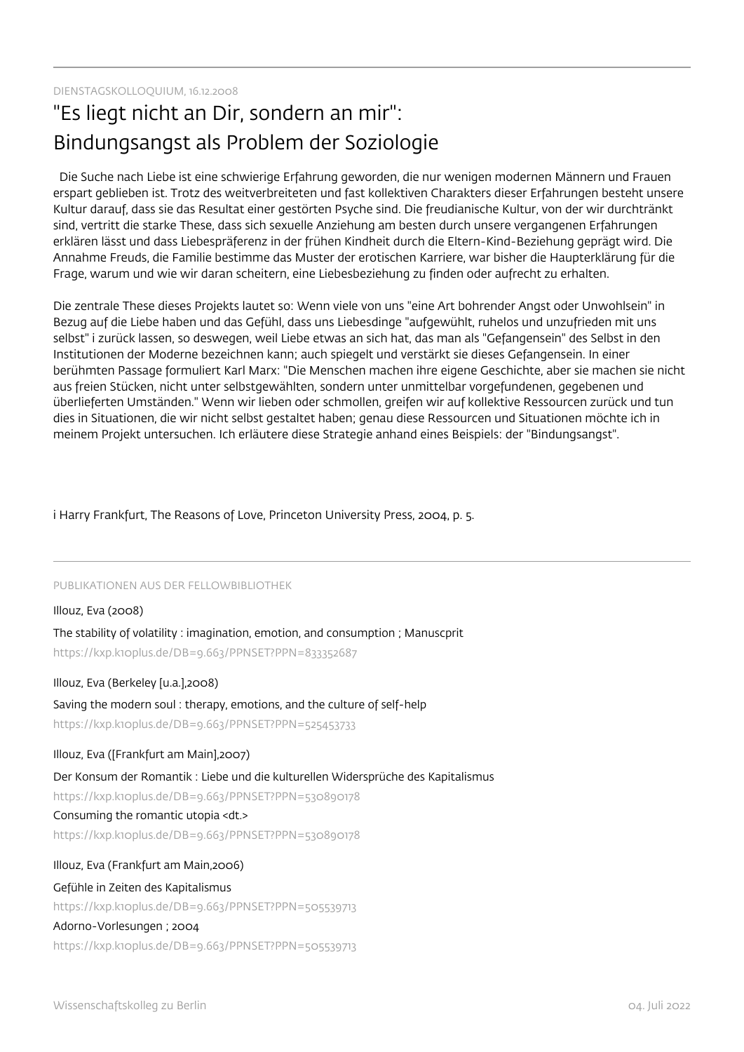DIENSTAGSKOLLOQUIUM, 16.12.2008

# "Es liegt nicht an Dir, sondern an mir": Bindungsangst als Problem der Soziologie

Die Suche nach Liebe ist eine schwierige Erfahrung geworden, die nur wenigen modernen Männern und Frauen erspart geblieben ist. Trotz des weitverbreiteten und fast kollektiven Charakters dieser Erfahrungen besteht unsere Kultur darauf, dass sie das Resultat einer gestörten Psyche sind. Die freudianische Kultur, von der wir durchtränkt sind, vertritt die starke These, dass sich sexuelle Anziehung am besten durch unsere vergangenen Erfahrungen erklären lässt und dass Liebespräferenz in der frühen Kindheit durch die Eltern-Kind-Beziehung geprägt wird. Die Annahme Freuds, die Familie bestimme das Muster der erotischen Karriere, war bisher die Haupterklärung für die Frage, warum und wie wir daran scheitern, eine Liebesbeziehung zu finden oder aufrecht zu erhalten.

Die zentrale These dieses Projekts lautet so: Wenn viele von uns "eine Art bohrender Angst oder Unwohlsein" in Bezug auf die Liebe haben und das Gefühl, dass uns Liebesdinge "aufgewühlt, ruhelos und unzufrieden mit uns selbst" i zurück lassen, so deswegen, weil Liebe etwas an sich hat, das man als "Gefangensein" des Selbst in den Institutionen der Moderne bezeichnen kann; auch spiegelt und verstärkt sie dieses Gefangensein. In einer berühmten Passage formuliert Karl Marx: "Die Menschen machen ihre eigene Geschichte, aber sie machen sie nicht aus freien Stücken, nicht unter selbstgewählten, sondern unter unmittelbar vorgefundenen, gegebenen und überlieferten Umständen." Wenn wir lieben oder schmollen, greifen wir auf kollektive Ressourcen zurück und tun dies in Situationen, die wir nicht selbst gestaltet haben; genau diese Ressourcen und Situationen möchte ich in meinem Projekt untersuchen. Ich erläutere diese Strategie anhand eines Beispiels: der "Bindungsangst".

i Harry Frankfurt, The Reasons of Love, Princeton University Press, 2004, p. 5.

---

PUBLIKATIONEN AUS DER FELLOWBIBLIOTHEK

Illouz, Eva (2008)

The stability of volatility : imagination, emotion, and consumption ; Manuscprit

https://kxp.k10plus.de/DB=9.663/PPNSET?PPN=833352687

Illouz, Eva (Berkeley [u.a.],2008)

Saving the modern soul : therapy, emotions, and the culture of self-help

https://kxp.k10plus.de/DB=9.663/PPNSET?PPN=525453733

Illouz, Eva ([Frankfurt am Main],2007)

Der Konsum der Romantik : Liebe und die kulturellen Widersprüche des Kapitalismus

https://kxp.k10plus.de/DB=9.663/PPNSET?PPN=530890178

Consuming the romantic utopia <dt.>

https://kxp.k10plus.de/DB=9.663/PPNSET?PPN=530890178

Illouz, Eva (Frankfurt am Main,2006)

Gefühle in Zeiten des Kapitalismus

https://kxp.k10plus.de/DB=9.663/PPNSET?PPN=505539713

Adorno-Vorlesungen ; 2004

https://kxp.k10plus.de/DB=9.663/PPNSET?PPN=505539713